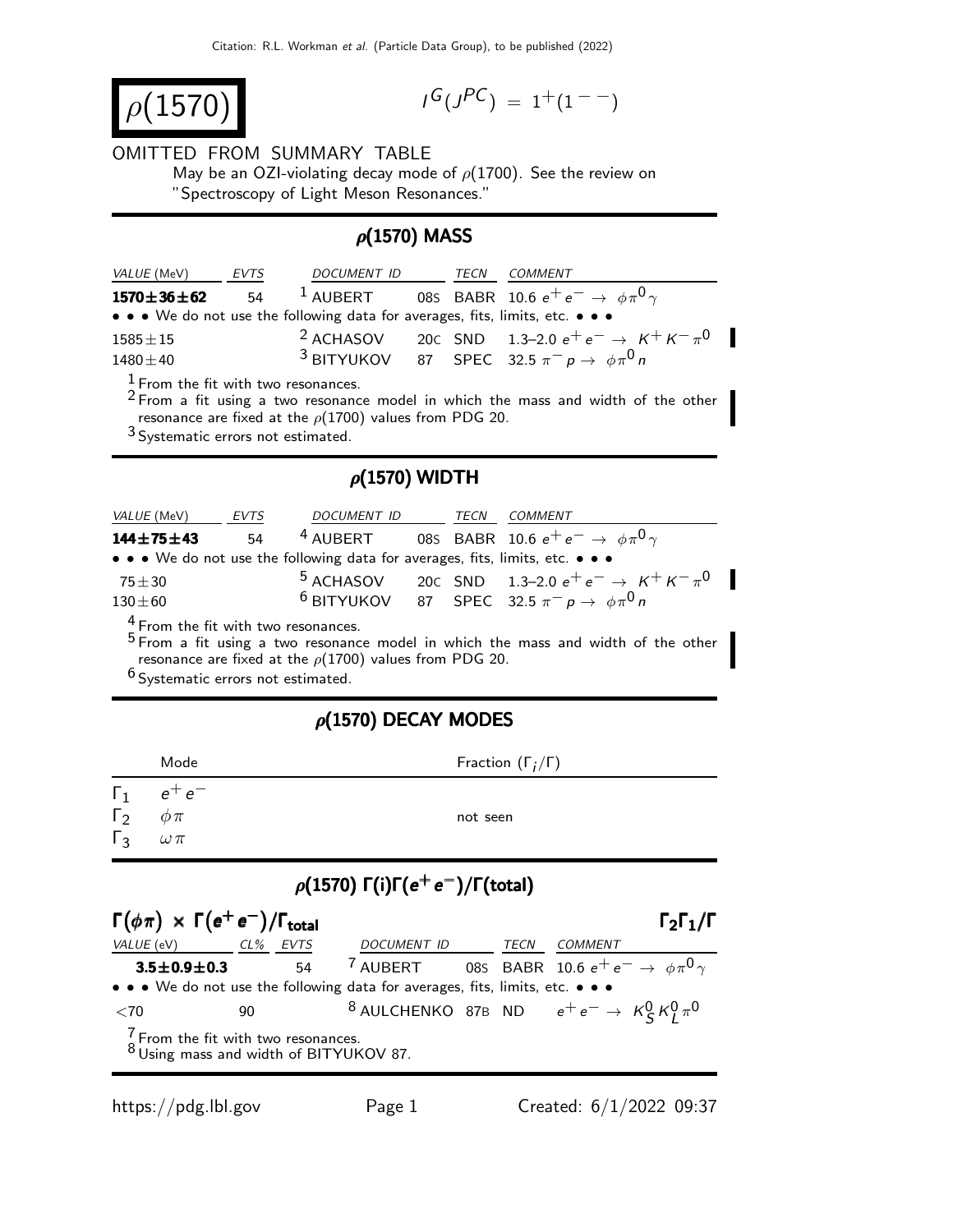Citation: R.L. Workman *et al.* (Particle Data Group), to be published (2022)

# $\rho(1570)$

$I^G(J^{PC}) = 1^+(1^{--})$

OMITTED FROM SUMMARY TABLE

May be an OZI-violating decay mode of $\rho(1700)$. See the review on "Spectroscopy of Light Meson Resonances."

## $\rho(1570)$ MASS

| VALUE (MeV) | EVTS | DOCUMENT ID | | TECN | COMMENT |
|---|---|---|---|---|---|
| **1570±36±62** | 54 | [1] AUBERT | 08S | BABR | 10.6 $e^+e^- \rightarrow \phi\pi^0\gamma$ |
| • • • We do not use the following data for averages, fits, limits, etc. • • • | | | | | |
| 1585±15 | | [2] ACHASOV | 20C | SND | 1.3–2.0 $e^+e^- \rightarrow K^+K^-\pi^0$ |
| 1480±40 | | [3] BITYUKOV | 87 | SPEC | 32.5 $\pi^-p \rightarrow \phi\pi^0 n$ |

[1] From the fit with two resonances.

[2] From a fit using a two resonance model in which the mass and width of the other resonance are fixed at the $\rho(1700)$ values from PDG 20.

[3] Systematic errors not estimated.

## $\rho(1570)$ WIDTH

| VALUE (MeV) | EVTS | DOCUMENT ID | | TECN | COMMENT |
|---|---|---|---|---|---|
| **144±75±43** | 54 | [4] AUBERT | 08S | BABR | 10.6 $e^+e^- \rightarrow \phi\pi^0\gamma$ |
| • • • We do not use the following data for averages, fits, limits, etc. • • • | | | | | |
| 75±30 | | [5] ACHASOV | 20C | SND | 1.3–2.0 $e^+e^- \rightarrow K^+K^-\pi^0$ |
| 130±60 | | [6] BITYUKOV | 87 | SPEC | 32.5 $\pi^-p \rightarrow \phi\pi^0 n$ |

[4] From the fit with two resonances.

[5] From a fit using a two resonance model in which the mass and width of the other resonance are fixed at the $\rho(1700)$ values from PDG 20.

[6] Systematic errors not estimated.

## $\rho(1570)$ DECAY MODES

| | Mode | Fraction ($\Gamma_i/\Gamma$) |
|---|---|---|
| $\Gamma_1$ | $e^+e^-$ | |
| $\Gamma_2$ | $\phi\pi$ | not seen |
| $\Gamma_3$ | $\omega\pi$ | |

## $\rho(1570)$ $\Gamma(i)\Gamma(e^+e^-)/\Gamma(\text{total})$

### $\Gamma(\phi\pi) \times \Gamma(e^+e^-)/\Gamma_{\text{total}}$ — $\Gamma_2\Gamma_1/\Gamma$

| VALUE (eV) | CL% | EVTS | DOCUMENT ID | | TECN | COMMENT |
|---|---|---|---|---|---|---|
| **3.5±0.9±0.3** | | 54 | [7] AUBERT | 08S | BABR | 10.6 $e^+e^- \rightarrow \phi\pi^0\gamma$ |
| • • • We do not use the following data for averages, fits, limits, etc. • • • | | | | | | |
| <70 | 90 | | [8] AULCHENKO | 87B | ND | $e^+e^- \rightarrow K^0_S K^0_L \pi^0$ |

[7] From the fit with two resonances.

[8] Using mass and width of BITYUKOV 87.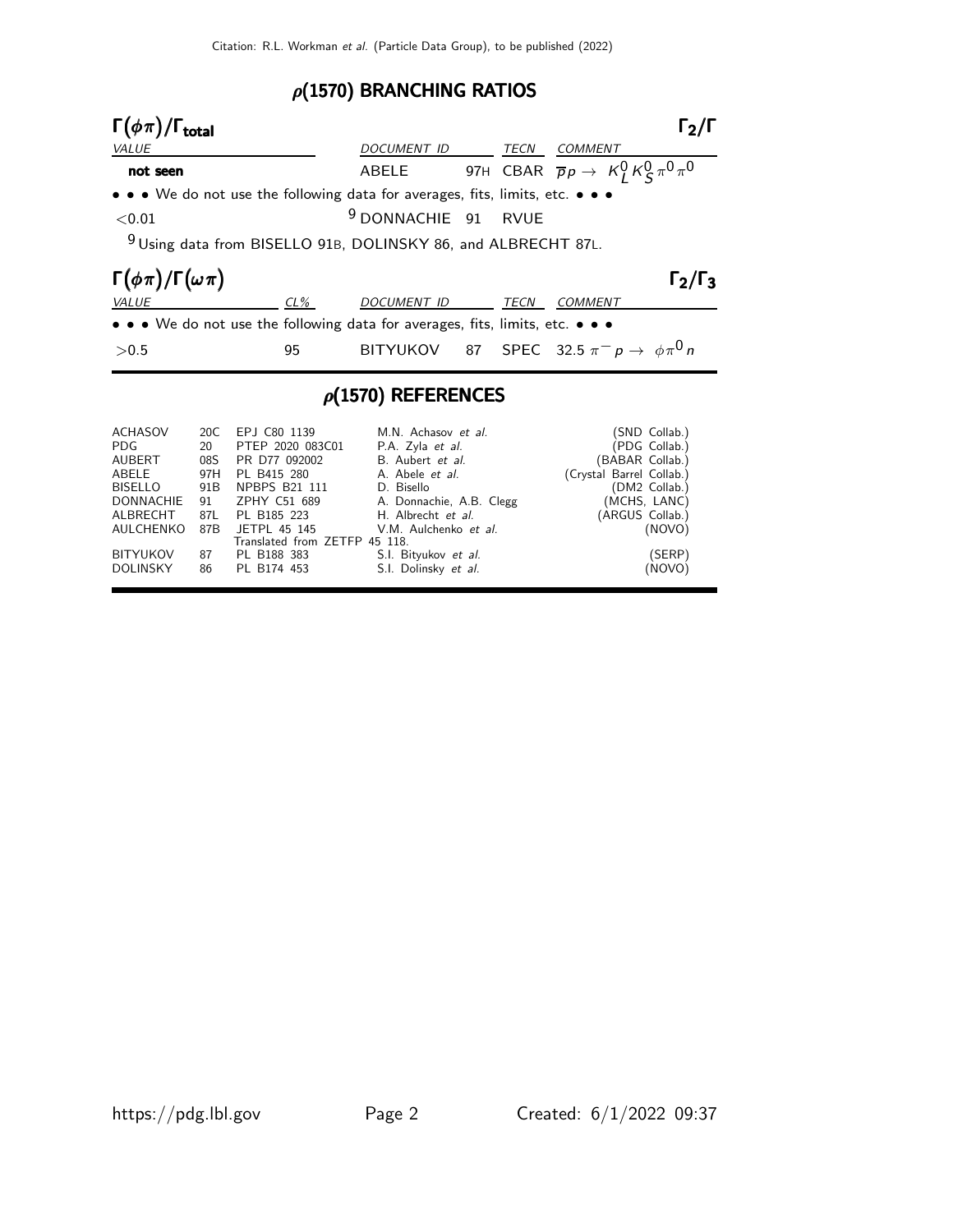## $\rho(1570)$ BRANCHING RATIOS

### $\Gamma(\phi\pi)/\Gamma_{\text{total}}$ $\Gamma_2/\Gamma$

| VALUE | DOCUMENT ID | | TECN | COMMENT |
|---|---|---|---|---|
| **not seen** | ABELE | 97H | CBAR | $\overline{p}p \rightarrow K^0_L K^0_S \pi^0 \pi^0$ |
| • • • We do not use the following data for averages, fits, limits, etc. • • • | | | | |
| $<0.01$ | [9] DONNACHIE | 91 | RVUE | |

[9] Using data from BISELLO 91B, DOLINSKY 86, and ALBRECHT 87L.

### $\Gamma(\phi\pi)/\Gamma(\omega\pi)$ $\Gamma_2/\Gamma_3$

| VALUE | CL% | DOCUMENT ID | | TECN | COMMENT |
|---|---|---|---|---|---|
| • • • We do not use the following data for averages, fits, limits, etc. • • • | | | | | |
| $>0.5$ | 95 | BITYUKOV | 87 | SPEC | $32.5\ \pi^- p \rightarrow \phi\pi^0 n$ |

## $\rho(1570)$ REFERENCES

| | | | | |
|---|---|---|---|---|
| ACHASOV | 20C | EPJ C80 1139 | M.N. Achasov *et al.* | (SND Collab.) |
| PDG | 20 | PTEP 2020 083C01 | P.A. Zyla *et al.* | (PDG Collab.) |
| AUBERT | 08S | PR D77 092002 | B. Aubert *et al.* | (BABAR Collab.) |
| ABELE | 97H | PL B415 280 | A. Abele *et al.* | (Crystal Barrel Collab.) |
| BISELLO | 91B | NPBPS B21 111 | D. Bisello | (DM2 Collab.) |
| DONNACHIE | 91 | ZPHY C51 689 | A. Donnachie, A.B. Clegg | (MCHS, LANC) |
| ALBRECHT | 87L | PL B185 223 | H. Albrecht *et al.* | (ARGUS Collab.) |
| AULCHENKO | 87B | JETPL 45 145 | V.M. Aulchenko *et al.* | (NOVO) |
| | | Translated from ZETFP 45 118. | | |
| BITYUKOV | 87 | PL B188 383 | S.I. Bityukov *et al.* | (SERP) |
| DOLINSKY | 86 | PL B174 453 | S.I. Dolinsky *et al.* | (NOVO) |